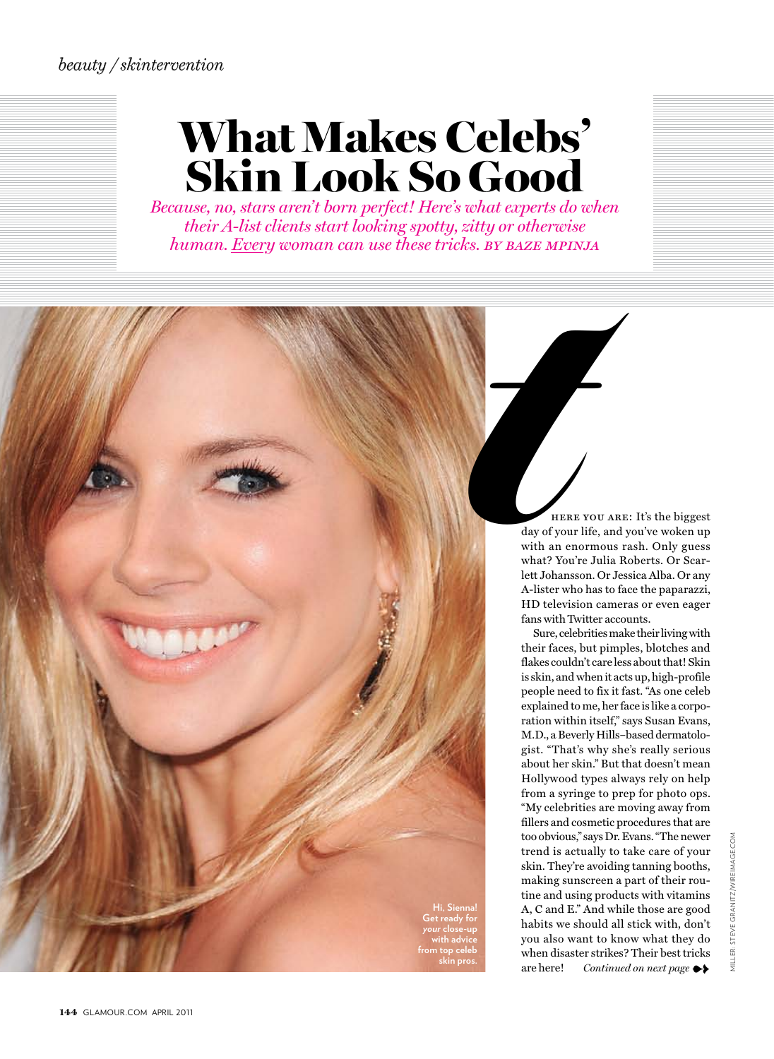*beauty / skintervention*

# What Makes Celebs' Skin Look So Good

*Because, no, stars aren't born perfect! Here's what experts do when their A-list clients start looking spotty, zitty or otherwise human. Every woman can use these tricks.* BY BAZE MPINJA

Hi, Sienna! Get ready for *your* close-up with advice from top celeb skin pros.

**T**HERE YOU ARE: It's the biggest day of your life, and you've woken up with an enormous rash. Only guess what? You're Julia Roberts. Or Scarlett Johansson. Or Jessica Alba. Or any A-lister who has to face the paparazzi, HD television cameras or even eager fans with Twitter accounts.

Sure, celebrities make their living with their faces, but pimples, blotches and flakes couldn't care less about that! Skin is skin, and when it acts up, high-profile people need to fix it fast. "As one celeb explained to me, her face is like a corporation within itself," says Susan Evans, M.D., a Beverly Hills–based dermatologist. "That's why she's really serious about her skin." But that doesn't mean Hollywood types always rely on help from a syringe to prep for photo ops. "My celebrities are moving away from fillers and cosmetic procedures that are too obvious," says Dr. Evans. "The newer trend is actually to take care of your skin. They're avoiding tanning booths, making sunscreen a part of their routine and using products with vitamins A, C and E." And while those are good habits we should all stick with, don't you also want to know what they do when disaster strikes? Their best tricks are here! *Continued on next page*

MILLER: STEVE GRANITZ/WIREIMAGE.COM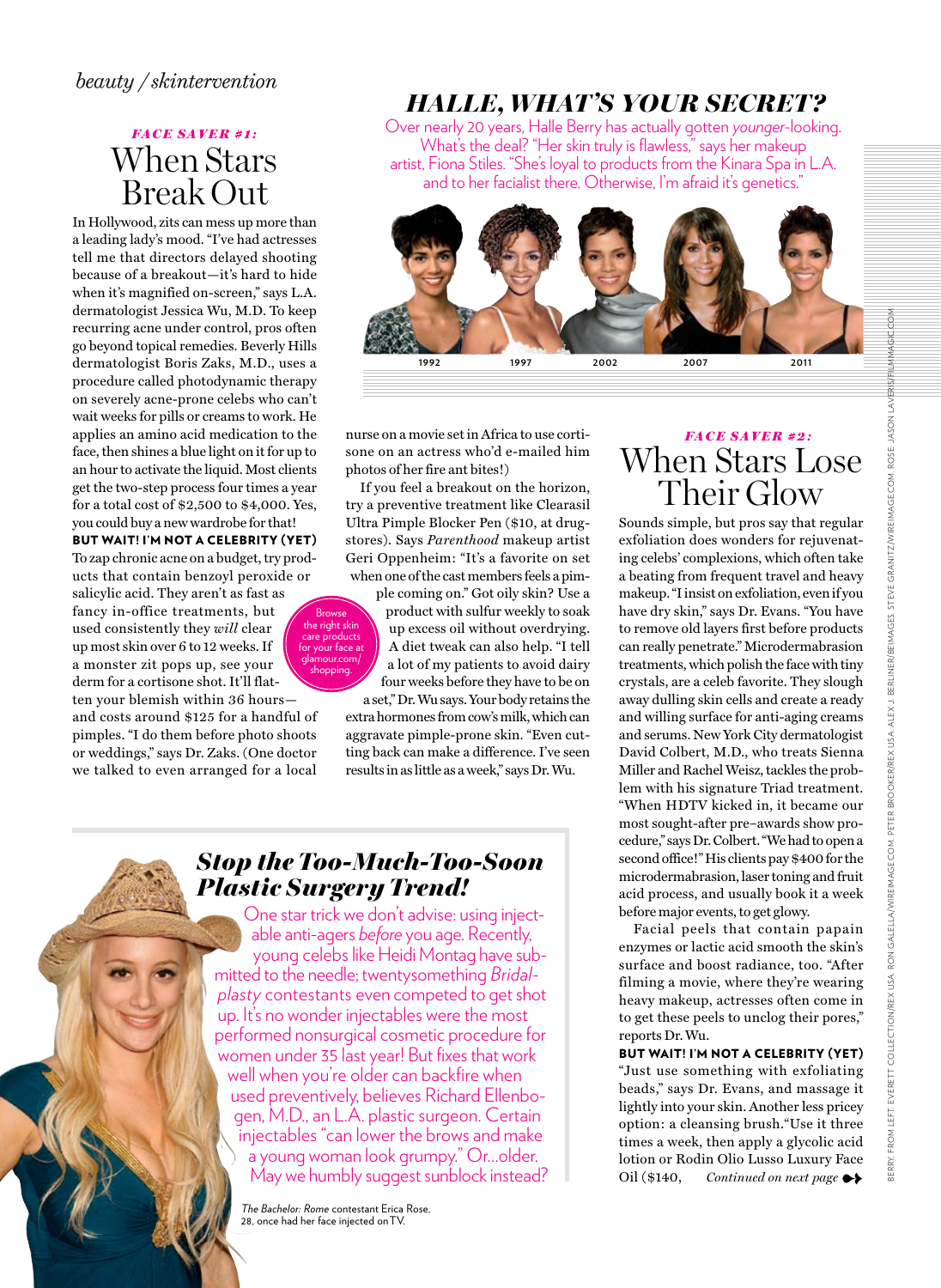*beauty / skintervention*

## *FACE SAVER #1:* When Stars Break Out

In Hollywood, zits can mess up more than a leading lady's mood. "I've had actresses tell me that directors delayed shooting because of a breakout—it's hard to hide when it's magnified on-screen," says L.A. dermatologist Jessica Wu, M.D. To keep recurring acne under control, pros often go beyond topical remedies. Beverly Hills dermatologist Boris Zaks, M.D., uses a procedure called photodynamic therapy on severely acne-prone celebs who can't wait weeks for pills or creams to work. He applies an amino acid medication to the face, then shines a blue light on it for up to an hour to activate the liquid. Most clients get the two-step process four times a year for a total cost of $2,500 to $4,000. Yes, you could buy a new wardrobe for that!

**BUT WAIT! I'M NOT A CELEBRITY (YET)** To zap chronic acne on a budget, try products that contain benzoyl peroxide or salicylic acid. They aren't as fast as fancy in-office treatments, but used consistently they *will* clear up most skin over 6 to 12 weeks. If a monster zit pops up, see your derm for a cortisone shot. It'll flatten your blemish within 36 hours—and costs around $125 for a handful of pimples. "I do them before photo shoots or weddings," says Dr. Zaks. (One doctor we talked to even arranged for a local nurse on a movie set in Africa to use cortisone on an actress who'd e-mailed him photos of her fire ant bites!)

If you feel a breakout on the horizon, try a preventive treatment like Clearasil Ultra Pimple Blocker Pen ($10, at drugstores). Says *Parenthood* makeup artist Geri Oppenheim: "It's a favorite on set when one of the cast members feels a pimple coming on." Got oily skin? Use a product with sulfur weekly to soak up excess oil without overdrying. A diet tweak can also help. "I tell a lot of my patients to avoid dairy four weeks before they have to be on a set," Dr. Wu says. Your body retains the extra hormones from cow's milk, which can aggravate pimple-prone skin. "Even cutting back can make a difference. I've seen results in as little as a week," says Dr. Wu.

Browse the right skin care products for your face at glamour.com/shopping.

## *HALLE, WHAT'S YOUR SECRET?*

Over nearly 20 years, Halle Berry has actually gotten *younger*-looking. What's the deal? "Her skin truly is flawless," says her makeup artist, Fiona Stiles. "She's loyal to products from the Kinara Spa in L.A. and to her facialist there. Otherwise, I'm afraid it's genetics."

1992 | 1997 | 2002 | 2007 | 2011

## *FACE SAVER #2:* When Stars Lose Their Glow

Sounds simple, but pros say that regular exfoliation does wonders for rejuvenating celebs' complexions, which often take a beating from frequent travel and heavy makeup. "I insist on exfoliation, even if you have dry skin," says Dr. Evans. "You have to remove old layers first before products can really penetrate." Microdermabrasion treatments, which polish the face with tiny crystals, are a celeb favorite. They slough away dulling skin cells and create a ready and willing surface for anti-aging creams and serums. New York City dermatologist David Colbert, M.D., who treats Sienna Miller and Rachel Weisz, tackles the problem with his signature Triad treatment. "When HDTV kicked in, it became our most sought-after pre–awards show procedure," says Dr. Colbert. "We had to open a second office!" His clients pay $400 for the microdermabrasion, laser toning and fruit acid process, and usually book it a week before major events, to get glowy.

Facial peels that contain papain enzymes or lactic acid smooth the skin's surface and boost radiance, too. "After filming a movie, where they're wearing heavy makeup, actresses often come in to get these peels to unclog their pores," reports Dr. Wu.

**BUT WAIT! I'M NOT A CELEBRITY (YET)** "Just use something with exfoliating beads," says Dr. Evans, "and massage it lightly into your skin. Another less pricey option: a cleansing brush. "Use it three times a week, then apply a glycolic acid lotion or Rodin Olio Lusso Luxury Face Oil ($140, *Continued on next page*

## *Stop the Too-Much-Too-Soon Plastic Surgery Trend!*

One star trick we don't advise: using injectable anti-agers *before* you age. Recently, young celebs like Heidi Montag have submitted to the needle; twentysomething *Bridalplasty* contestants even competed to get shot up. It's no wonder injectables were the most performed nonsurgical cosmetic procedure for women under 35 last year! But fixes that work well when you're older can backfire when used preventively, believes Richard Ellenbogen, M.D., an L.A. plastic surgeon. Certain injectables "can lower the brows and make a young woman look grumpy." Or...older. May we humbly suggest sunblock instead?

*The Bachelor: Rome* contestant Erica Rose, 28, once had her face injected on TV.

BERRY, FROM LEFT: EVERETT COLLECTION/REX USA; RON GALELLA/WIREIMAGE.COM; PETER BROOKER/REX USA; ALEX J. BERLINER/BEIMAGES; STEVE GRANITZ/WIREIMAGE.COM. ROSE: JASON LAVERIS/FILMMAGIC.COM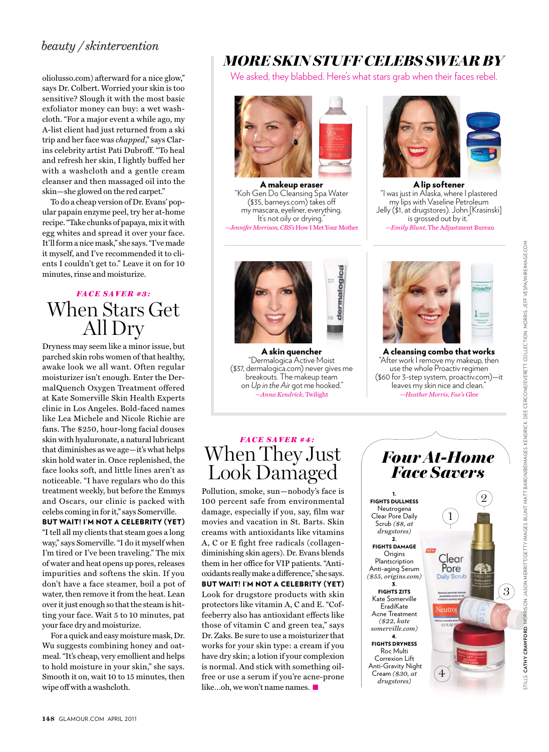oliolusso.com) afterward for a nice glow," says Dr. Colbert. Worried your skin is too sensitive? Slough it with the most basic exfoliator money can buy: a wet washcloth. "For a major event a while ago, my A-list client had just returned from a ski trip and her face was *chapped*," says Clarins celebrity artist Pati Dubroff. "To heal and refresh her skin, I lightly buffed her with a washcloth and a gentle cream cleanser and then massaged oil into the skin—she glowed on the red carpet."

To do a cheap version of Dr. Evans' popular papain enzyme peel, try her at-home recipe. "Take chunks of papaya, mix it with egg whites and spread it over your face. It'll form a nice mask," she says. "I've made it myself, and I've recommended it to clients I couldn't get to." Leave it on for 10 minutes, rinse and moisturize.

*FACE SAVER #3:*

## When Stars Get All Dry

Dryness may seem like a minor issue, but parched skin robs women of that healthy, awake look we all want. Often regular moisturizer isn't enough. Enter the DermalQuench Oxygen Treatment offered at Kate Somerville Skin Health Experts clinic in Los Angeles. Bold-faced names like Lea Michele and Nicole Richie are fans. The $250, hour-long facial douses skin with hyaluronate, a natural lubricant that diminishes as we age—it's what helps skin hold water in. Once replenished, the face looks soft, and little lines aren't as noticeable. "I have regulars who do this treatment weekly, but before the Emmys and Oscars, our clinic is packed with celebs coming in for it," says Somerville.

**BUT WAIT! I'M NOT A CELEBRITY (YET)** "I tell all my clients that steam goes a long way," says Somerville. "I do it myself when I'm tired or I've been traveling." The mix of water and heat opens up pores, releases impurities and softens the skin. If you don't have a face steamer, boil a pot of water, then remove it from the heat. Lean over it just enough so that the steam is hitting your face. Wait 5 to 10 minutes, pat your face dry and moisturize.

For a quick and easy moisture mask, Dr. Wu suggests combining honey and oatmeal. "It's cheap, very emollient and helps to hold moisture in your skin," she says. Smooth it on, wait 10 to 15 minutes, then wipe off with a washcloth.

## MORE SKIN STUFF CELEBS SWEAR BY

We asked, they blabbed. Here's what stars grab when their faces rebel.

**A makeup eraser**
"Koh Gen Do Cleansing Spa Water ($35, barneys.com) takes off my mascara, eyeliner, everything. It's not oily or drying."
*—Jennifer Morrison, CBS's How I Met Your Mother*

**A lip softener**
"I was just in Alaska, where I plastered my lips with Vaseline Petroleum Jelly ($1, at drugstores). John [Krasinski] is grossed out by it."
*—Emily Blunt, The Adjustment Bureau*

**A skin quencher**
"Dermalogica Active Moist ($37, dermalogica.com) never gives me breakouts. The makeup team on *Up in the Air* got me hooked."
*—Anna Kendrick, Twilight*

**A cleansing combo that works**
"After work I remove my makeup, then use the whole Proactiv regimen ($60 for 3-step system, proactiv.com)—it leaves my skin nice and clean."
*—Heather Morris, Fox's Glee*

*FACE SAVER #4:*

## When They Just Look Damaged

Pollution, smoke, sun—nobody's face is 100 percent safe from environmental damage, especially if you, say, film war movies and vacation in St. Barts. Skin creams with antioxidants like vitamins A, C or E fight free radicals (collagen-diminishing skin agers). Dr. Evans blends them in her office for VIP patients. "Antioxidants really make a difference," she says.

**BUT WAIT! I'M NOT A CELEBRITY (YET)** Look for drugstore products with skin protectors like vitamin A, C and E. "Coffeeberry also has antioxidant effects like those of vitamin C and green tea," says Dr. Zaks. Be sure to use a moisturizer that works for your skin type: a cream if you have dry skin; a lotion if your complexion is normal. And stick with something oil-free or use a serum if you're acne-prone like…oh, we won't name names. ■

## Four At-Home Face Savers

1. **FIGHTS DULLNESS** Neutrogena Clear Pore Daily Scrub *($8, at drugstores)*
2. **FIGHTS DAMAGE** Origins Plantscription Anti-aging Serum *($55, origins.com)*
3. **FIGHTS ZITS** Kate Somerville EradiKate Acne Treatment *($22, kate somerville.com)*
4. **FIGHTS DRYNESS** Roc Multi Correxion Lift Anti-Gravity Night Cream *($30, at drugstores)*

STILLS: CATHY CRAWFORD. MORRISON: JASON MERRITT/GETTY IMAGES. BLUNT: MATT BARON/BEIMAGES. KENDRICK: DEE CERCONE/EVERETT COLLECTION. MORRIS: JEFF VESPA/WIREIMAGE.COM